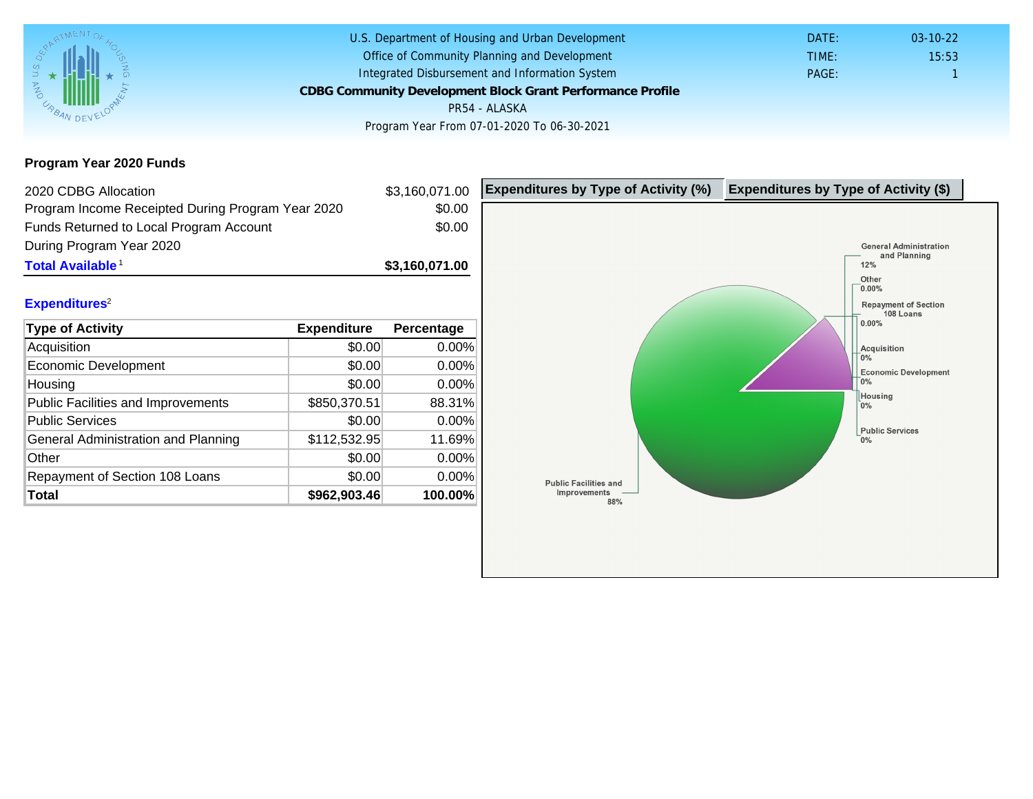U.S. Department of Housing and Urban Development
Office of Community Planning and Development
Integrated Disbursement and Information System

**CDBG Community Development Block Grant Performance Profile**

PR54 - ALASKA

Program Year From 07-01-2020 To 06-30-2021

DATE: 03-10-22
TIME: 15:53
PAGE: 1

## Program Year 2020 Funds

| | |
|---|---|
| 2020 CDBG Allocation | $3,160,071.00 |
| Program Income Receipted During Program Year 2020 | $0.00 |
| Funds Returned to Local Program Account During Program Year 2020 | $0.00 |
| **Total Available**[1] | **$3,160,071.00** |

### Expenditures[2]

| Type of Activity | Expenditure | Percentage |
|---|---|---|
| Acquisition | $0.00 | 0.00% |
| Economic Development | $0.00 | 0.00% |
| Housing | $0.00 | 0.00% |
| Public Facilities and Improvements | $850,370.51 | 88.31% |
| Public Services | $0.00 | 0.00% |
| General Administration and Planning | $112,532.95 | 11.69% |
| Other | $0.00 | 0.00% |
| Repayment of Section 108 Loans | $0.00 | 0.00% |
| **Total** | **$962,903.46** | **100.00%** |

**Expenditures by Type of Activity (%)** | **Expenditures by Type of Activity ($)**

General Administration and Planning 12%
Other 0.00%
Repayment of Section 108 Loans 0.00%
Acquisition 0%
Economic Development 0%
Housing 0%
Public Services 0%
Public Facilities and Improvements 88%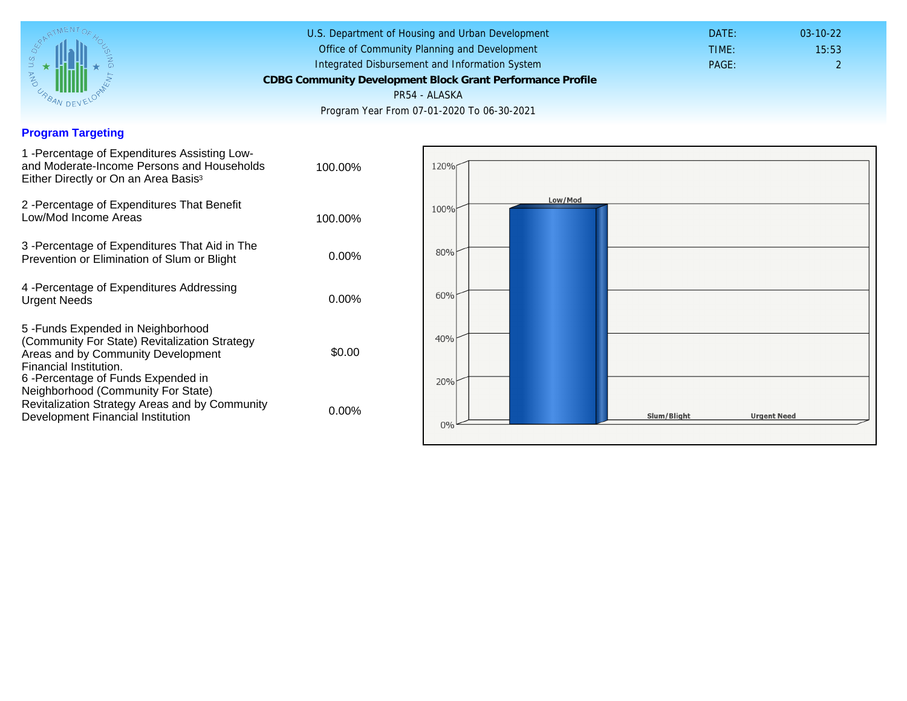# CDBG Community Development Block Grant Performance Profile

PR54 - ALASKA

Program Year From 07-01-2020 To 06-30-2021

## Program Targeting

| Item | Value |
|---|---|
| 1 -Percentage of Expenditures Assisting Low- and Moderate-Income Persons and Households Either Directly or On an Area Basis[3] | 100.00% |
| 2 -Percentage of Expenditures That Benefit Low/Mod Income Areas | 100.00% |
| 3 -Percentage of Expenditures That Aid in The Prevention or Elimination of Slum or Blight | 0.00% |
| 4 -Percentage of Expenditures Addressing Urgent Needs | 0.00% |
| 5 -Funds Expended in Neighborhood (Community For State) Revitalization Strategy Areas and by Community Development Financial Institution. | $0.00 |
| 6 -Percentage of Funds Expended in Neighborhood (Community For State) Revitalization Strategy Areas and by Community Development Financial Institution | 0.00% |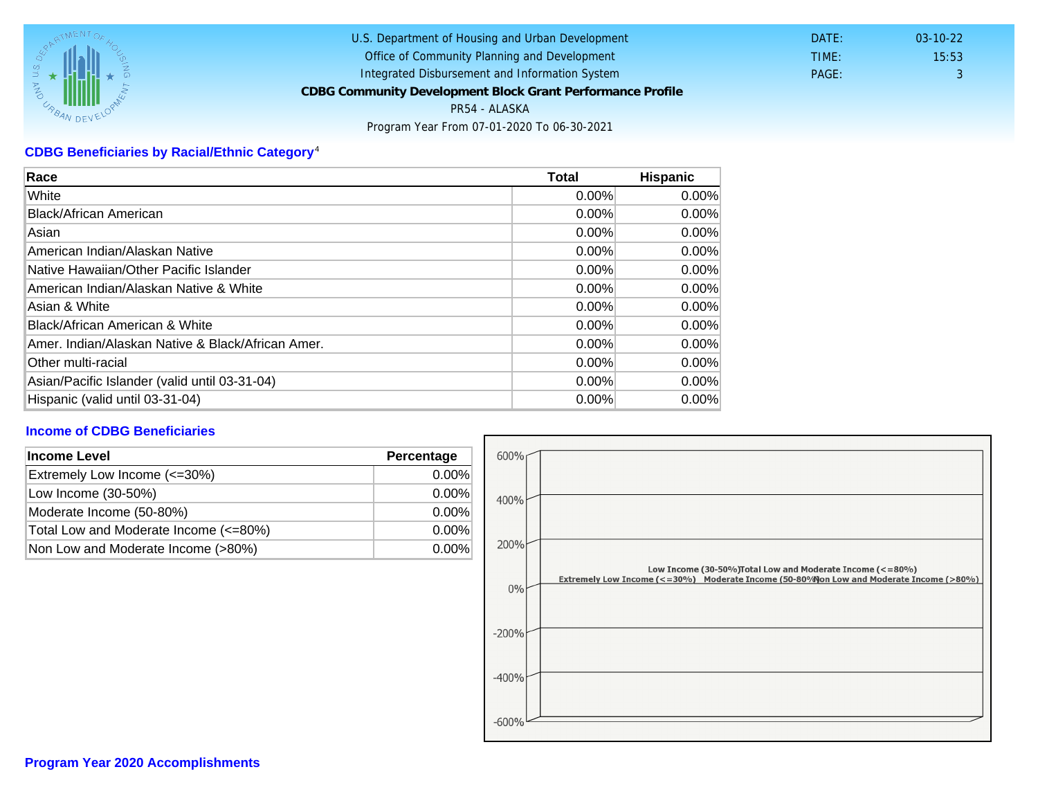U.S. Department of Housing and Urban Development
Office of Community Planning and Development
Integrated Disbursement and Information System
**CDBG Community Development Block Grant Performance Profile**
PR54 - ALASKA
Program Year From 07-01-2020 To 06-30-2021

DATE: 03-10-22
TIME: 15:53
PAGE: 3

## CDBG Beneficiaries by Racial/Ethnic Category[4]

| Race | Total | Hispanic |
|---|---|---|
| White | 0.00% | 0.00% |
| Black/African American | 0.00% | 0.00% |
| Asian | 0.00% | 0.00% |
| American Indian/Alaskan Native | 0.00% | 0.00% |
| Native Hawaiian/Other Pacific Islander | 0.00% | 0.00% |
| American Indian/Alaskan Native & White | 0.00% | 0.00% |
| Asian & White | 0.00% | 0.00% |
| Black/African American & White | 0.00% | 0.00% |
| Amer. Indian/Alaskan Native & Black/African Amer. | 0.00% | 0.00% |
| Other multi-racial | 0.00% | 0.00% |
| Asian/Pacific Islander (valid until 03-31-04) | 0.00% | 0.00% |
| Hispanic (valid until 03-31-04) | 0.00% | 0.00% |

## Income of CDBG Beneficiaries

| Income Level | Percentage |
|---|---|
| Extremely Low Income (<=30%) | 0.00% |
| Low Income (30-50%) | 0.00% |
| Moderate Income (50-80%) | 0.00% |
| Total Low and Moderate Income (<=80%) | 0.00% |
| Non Low and Moderate Income (>80%) | 0.00% |

## Program Year 2020 Accomplishments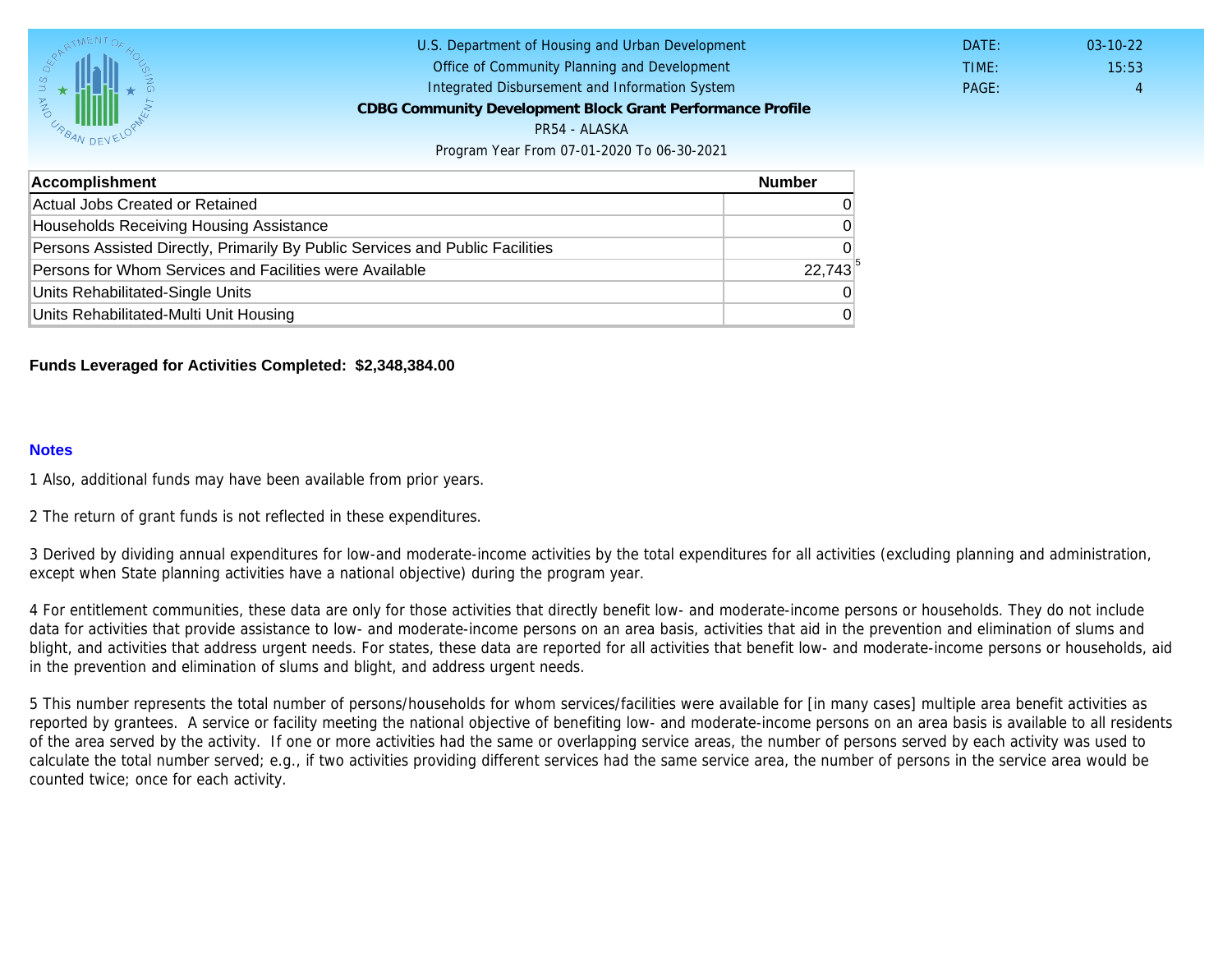U.S. Department of Housing and Urban Development
Office of Community Planning and Development
Integrated Disbursement and Information System

**CDBG Community Development Block Grant Performance Profile**

PR54 - ALASKA

Program Year From 07-01-2020 To 06-30-2021

DATE: 03-10-22
TIME: 15:53
PAGE: 4

| Accomplishment | Number |
|---|---|
| Actual Jobs Created or Retained | 0 |
| Households Receiving Housing Assistance | 0 |
| Persons Assisted Directly, Primarily By Public Services and Public Facilities | 0 |
| Persons for Whom Services and Facilities were Available | 22,743 [5] |
| Units Rehabilitated-Single Units | 0 |
| Units Rehabilitated-Multi Unit Housing | 0 |

**Funds Leveraged for Activities Completed: $2,348,384.00**

### Notes

1 Also, additional funds may have been available from prior years.

2 The return of grant funds is not reflected in these expenditures.

3 Derived by dividing annual expenditures for low-and moderate-income activities by the total expenditures for all activities (excluding planning and administration, except when State planning activities have a national objective) during the program year.

4 For entitlement communities, these data are only for those activities that directly benefit low- and moderate-income persons or households. They do not include data for activities that provide assistance to low- and moderate-income persons on an area basis, activities that aid in the prevention and elimination of slums and blight, and activities that address urgent needs. For states, these data are reported for all activities that benefit low- and moderate-income persons or households, aid in the prevention and elimination of slums and blight, and address urgent needs.

5 This number represents the total number of persons/households for whom services/facilities were available for [in many cases] multiple area benefit activities as reported by grantees. A service or facility meeting the national objective of benefiting low- and moderate-income persons on an area basis is available to all residents of the area served by the activity. If one or more activities had the same or overlapping service areas, the number of persons served by each activity was used to calculate the total number served; e.g., if two activities providing different services had the same service area, the number of persons in the service area would be counted twice; once for each activity.